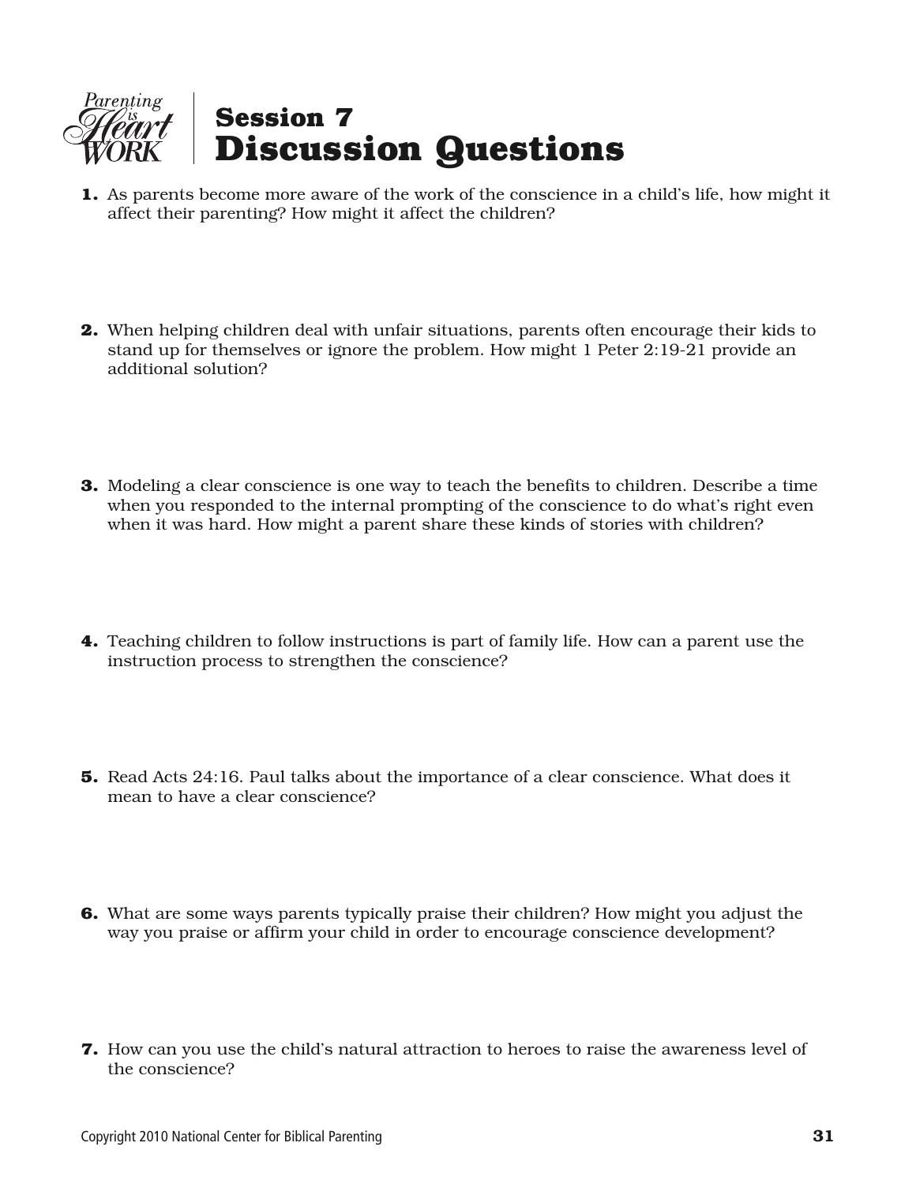Parenting is Heart WORK

# Session 7 Discussion Questions

**1.** As parents become more aware of the work of the conscience in a child's life, how might it affect their parenting? How might it affect the children?

**2.** When helping children deal with unfair situations, parents often encourage their kids to stand up for themselves or ignore the problem. How might 1 Peter 2:19-21 provide an additional solution?

**3.** Modeling a clear conscience is one way to teach the benefits to children. Describe a time when you responded to the internal prompting of the conscience to do what's right even when it was hard. How might a parent share these kinds of stories with children?

**4.** Teaching children to follow instructions is part of family life. How can a parent use the instruction process to strengthen the conscience?

**5.** Read Acts 24:16. Paul talks about the importance of a clear conscience. What does it mean to have a clear conscience?

**6.** What are some ways parents typically praise their children? How might you adjust the way you praise or affirm your child in order to encourage conscience development?

**7.** How can you use the child's natural attraction to heroes to raise the awareness level of the conscience?

Copyright 2010 National Center for Biblical Parenting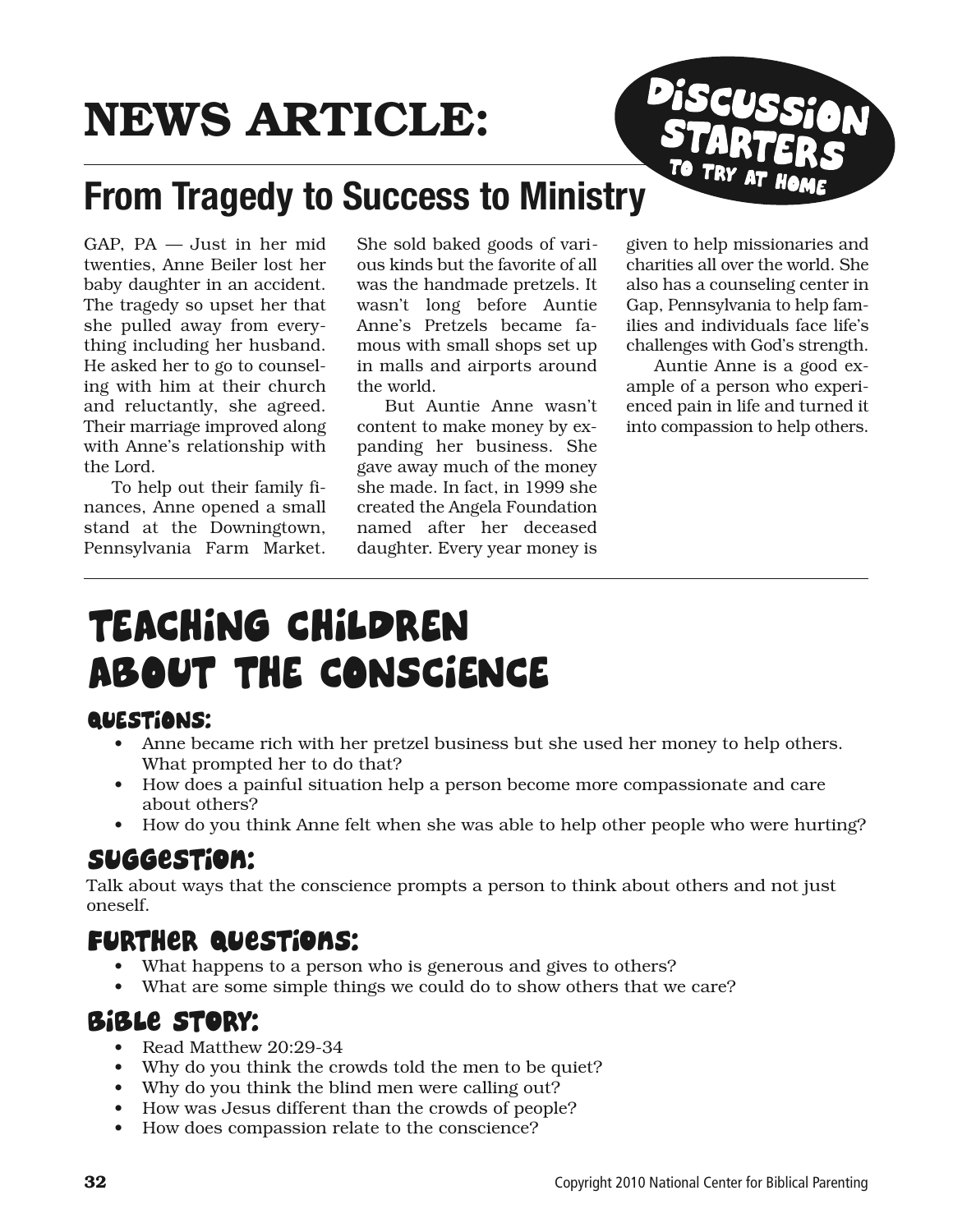# NEWS ARTICLE:

**Discussion Starters to try at home**

## From Tragedy to Success to Ministry

GAP, PA — Just in her mid twenties, Anne Beiler lost her baby daughter in an accident. The tragedy so upset her that she pulled away from everything including her husband. He asked her to go to counseling with him at their church and reluctantly, she agreed. Their marriage improved along with Anne's relationship with the Lord.

To help out their family finances, Anne opened a small stand at the Downingtown, Pennsylvania Farm Market. She sold baked goods of various kinds but the favorite of all was the handmade pretzels. It wasn't long before Auntie Anne's Pretzels became famous with small shops set up in malls and airports around the world.

But Auntie Anne wasn't content to make money by expanding her business. She gave away much of the money she made. In fact, in 1999 she created the Angela Foundation named after her deceased daughter. Every year money is given to help missionaries and charities all over the world. She also has a counseling center in Gap, Pennsylvania to help families and individuals face life's challenges with God's strength.

Auntie Anne is a good example of a person who experienced pain in life and turned it into compassion to help others.

# Teaching Children About the Conscience

### Questions:

- Anne became rich with her pretzel business but she used her money to help others. What prompted her to do that?
- How does a painful situation help a person become more compassionate and care about others?
- How do you think Anne felt when she was able to help other people who were hurting?

### Suggestion:

Talk about ways that the conscience prompts a person to think about others and not just oneself.

### Further Questions:

- What happens to a person who is generous and gives to others?
- What are some simple things we could do to show others that we care?

### Bible Story:

- Read Matthew 20:29-34
- Why do you think the crowds told the men to be quiet?
- Why do you think the blind men were calling out?
- How was Jesus different than the crowds of people?
- How does compassion relate to the conscience?

Copyright 2010 National Center for Biblical Parenting